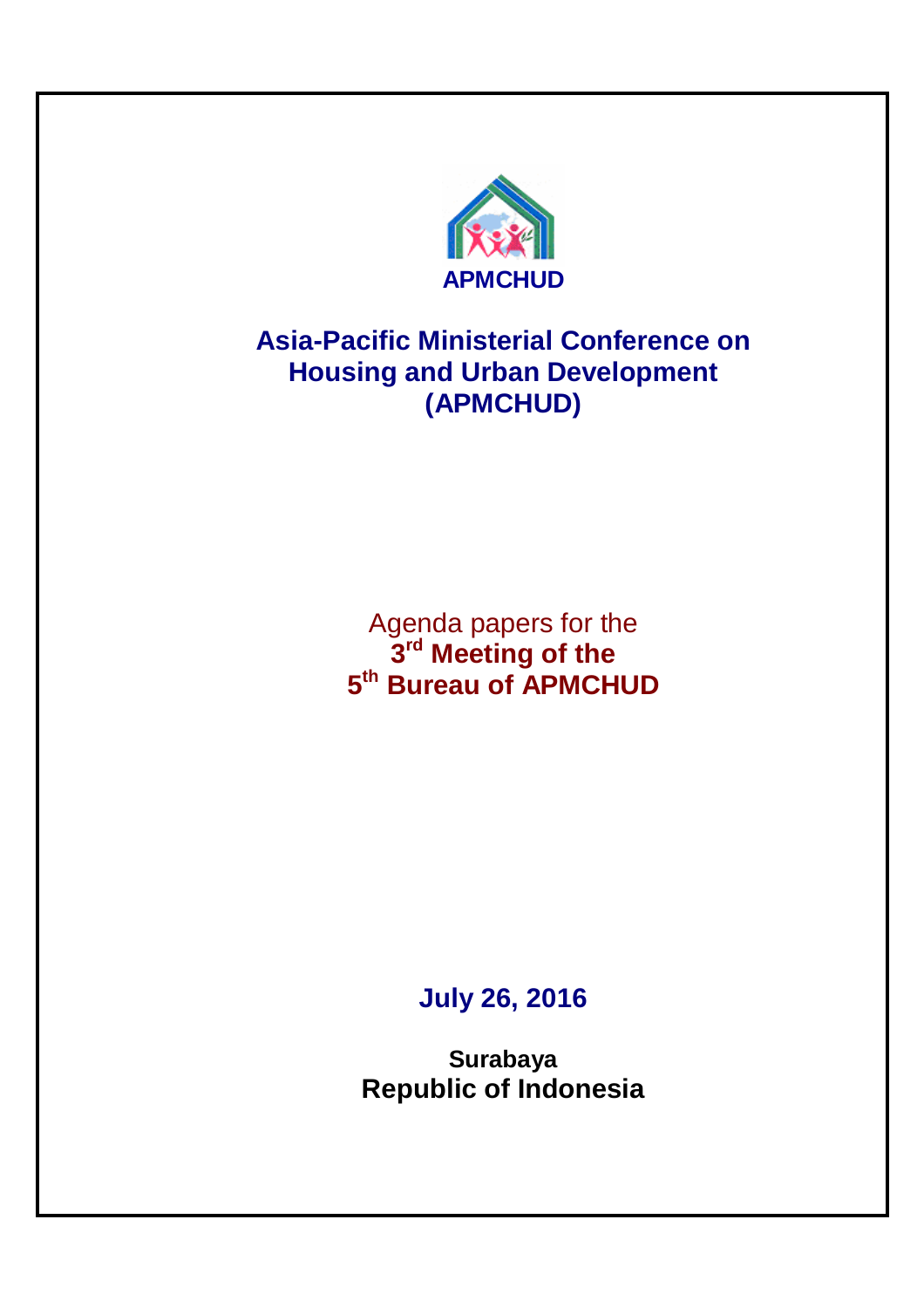**APMCHUD**

# Asia-Pacific Ministerial Conference on Housing and Urban Development (APMCHUD)

Agenda papers for the

## 3rd Meeting of the 5th Bureau of APMCHUD

**July 26, 2016**

**Surabaya**

**Republic of Indonesia**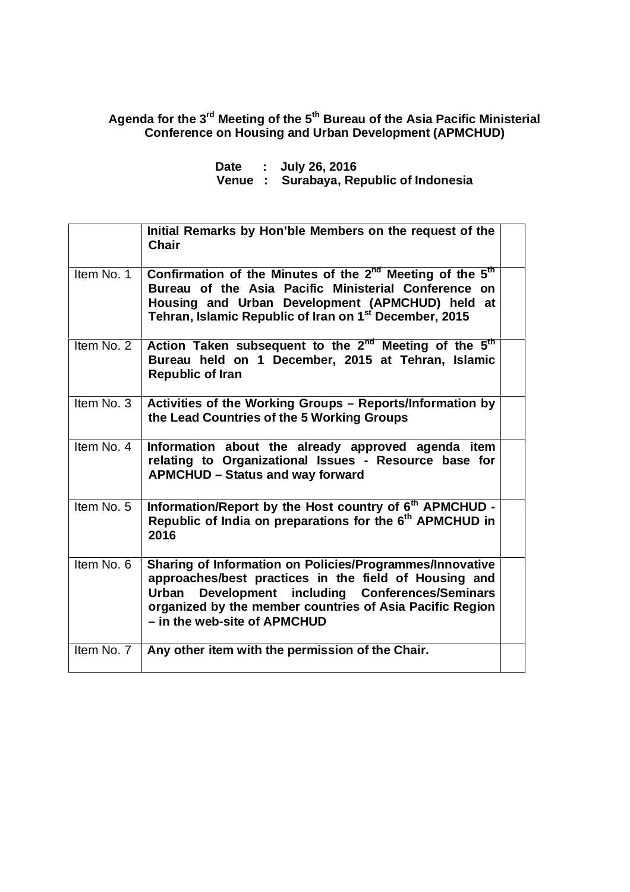**Agenda for the 3rd Meeting of the 5th Bureau of the Asia Pacific Ministerial Conference on Housing and Urban Development (APMCHUD)**

**Date : July 26, 2016**
**Venue : Surabaya, Republic of Indonesia**

| | | |
|---|---|---|
| | **Initial Remarks by Hon'ble Members on the request of the Chair** | |
| Item No. 1 | **Confirmation of the Minutes of the 2nd Meeting of the 5th Bureau of the Asia Pacific Ministerial Conference on Housing and Urban Development (APMCHUD) held at Tehran, Islamic Republic of Iran on 1st December, 2015** | |
| Item No. 2 | **Action Taken subsequent to the 2nd Meeting of the 5th Bureau held on 1 December, 2015 at Tehran, Islamic Republic of Iran** | |
| Item No. 3 | **Activities of the Working Groups – Reports/Information by the Lead Countries of the 5 Working Groups** | |
| Item No. 4 | **Information about the already approved agenda item relating to Organizational Issues - Resource base for APMCHUD – Status and way forward** | |
| Item No. 5 | **Information/Report by the Host country of 6th APMCHUD - Republic of India on preparations for the 6th APMCHUD in 2016** | |
| Item No. 6 | **Sharing of Information on Policies/Programmes/Innovative approaches/best practices in the field of Housing and Urban Development including Conferences/Seminars organized by the member countries of Asia Pacific Region – in the web-site of APMCHUD** | |
| Item No. 7 | **Any other item with the permission of the Chair.** | |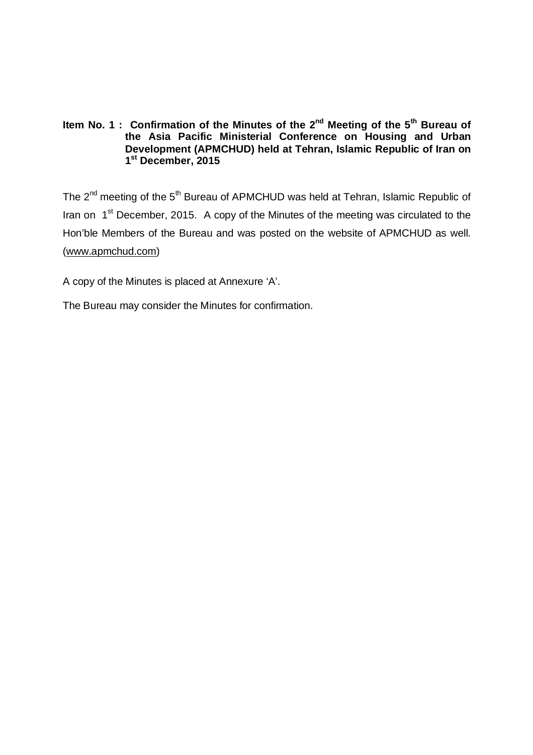**Item No. 1 : Confirmation of the Minutes of the 2nd Meeting of the 5th Bureau of the Asia Pacific Ministerial Conference on Housing and Urban Development (APMCHUD) held at Tehran, Islamic Republic of Iran on 1st December, 2015**

The 2nd meeting of the 5th Bureau of APMCHUD was held at Tehran, Islamic Republic of Iran on 1st December, 2015. A copy of the Minutes of the meeting was circulated to the Hon'ble Members of the Bureau and was posted on the website of APMCHUD as well. (www.apmchud.com)

A copy of the Minutes is placed at Annexure 'A'.

The Bureau may consider the Minutes for confirmation.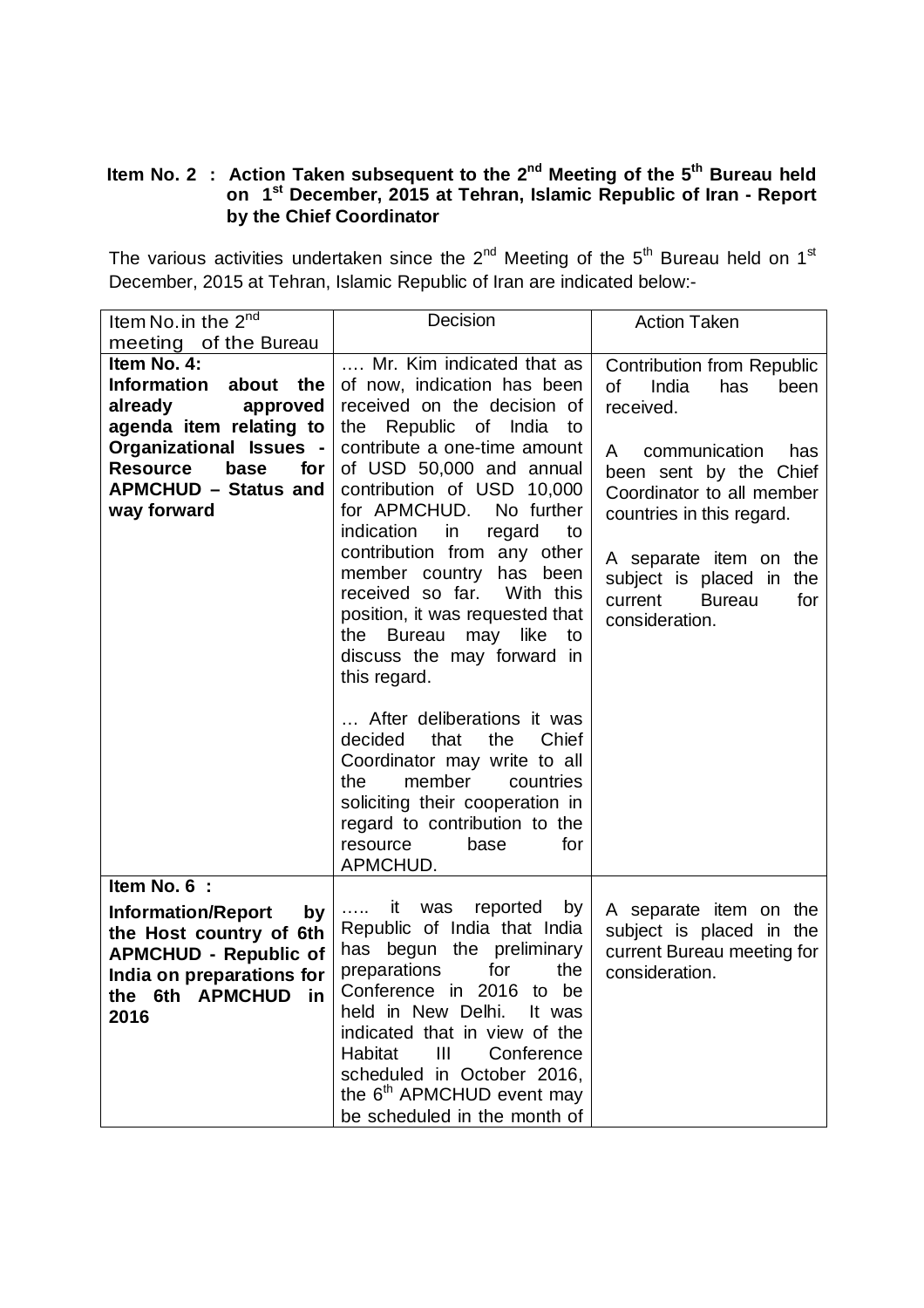**Item No. 2 : Action Taken subsequent to the 2nd Meeting of the 5th Bureau held on 1st December, 2015 at Tehran, Islamic Republic of Iran - Report by the Chief Coordinator**

The various activities undertaken since the 2nd Meeting of the 5th Bureau held on 1st December, 2015 at Tehran, Islamic Republic of Iran are indicated below:-

| Item No. in the 2nd meeting of the Bureau | Decision | Action Taken |
|---|---|---|
| **Item No. 4: Information about the already approved agenda item relating to Organizational Issues - Resource base for APMCHUD – Status and way forward** | …. Mr. Kim indicated that as of now, indication has been received on the decision of the Republic of India to contribute a one-time amount of USD 50,000 and annual contribution of USD 10,000 for APMCHUD. No further indication in regard to contribution from any other member country has been received so far. With this position, it was requested that the Bureau may like to discuss the may forward in this regard.<br><br>… After deliberations it was decided that the Chief Coordinator may write to all the member countries soliciting their cooperation in regard to contribution to the resource base for APMCHUD. | Contribution from Republic of India has been received.<br><br>A communication has been sent by the Chief Coordinator to all member countries in this regard.<br><br>A separate item on the subject is placed in the current Bureau for consideration. |
| **Item No. 6 : Information/Report by the Host country of 6th APMCHUD - Republic of India on preparations for the 6th APMCHUD in 2016** | ….. it was reported by Republic of India that India has begun the preliminary preparations for the Conference in 2016 to be held in New Delhi. It was indicated that in view of the Habitat III Conference scheduled in October 2016, the 6th APMCHUD event may be scheduled in the month of | A separate item on the subject is placed in the current Bureau meeting for consideration. |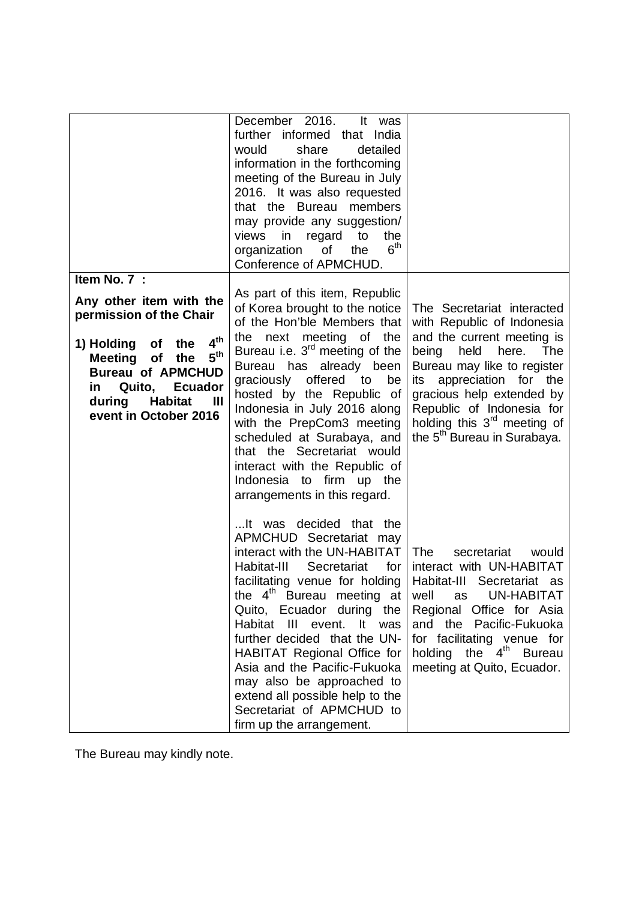| | | |
|---|---|---|
| | December 2016. It was further informed that India would share detailed information in the forthcoming meeting of the Bureau in July 2016. It was also requested that the Bureau members may provide any suggestion/ views in regard to the organization of the 6th Conference of APMCHUD. | |
| **Item No. 7 :**<br><br>**Any other item with the permission of the Chair**<br><br>**1) Holding of the 4th Meeting of the 5th Bureau of APMCHUD in Quito, Ecuador during Habitat III event in October 2016** | As part of this item, Republic of Korea brought to the notice of the Hon'ble Members that the next meeting of the Bureau i.e. 3rd meeting of the Bureau has already been graciously offered to be hosted by the Republic of Indonesia in July 2016 along with the PrepCom3 meeting scheduled at Surabaya, and that the Secretariat would interact with the Republic of Indonesia to firm up the arrangements in this regard.<br><br>...It was decided that the APMCHUD Secretariat may interact with the UN-HABITAT Habitat-III Secretariat for facilitating venue for holding the 4th Bureau meeting at Quito, Ecuador during the Habitat III event. It was further decided that the UN-HABITAT Regional Office for Asia and the Pacific-Fukuoka may also be approached to extend all possible help to the Secretariat of APMCHUD to firm up the arrangement. | The Secretariat interacted with Republic of Indonesia and the current meeting is being held here. The Bureau may like to register its appreciation for the gracious help extended by Republic of Indonesia for holding this 3rd meeting of the 5th Bureau in Surabaya.<br><br>The secretariat would interact with UN-HABITAT Habitat-III Secretariat as well as UN-HABITAT Regional Office for Asia and the Pacific-Fukuoka for facilitating venue for holding the 4th Bureau meeting at Quito, Ecuador. |

The Bureau may kindly note.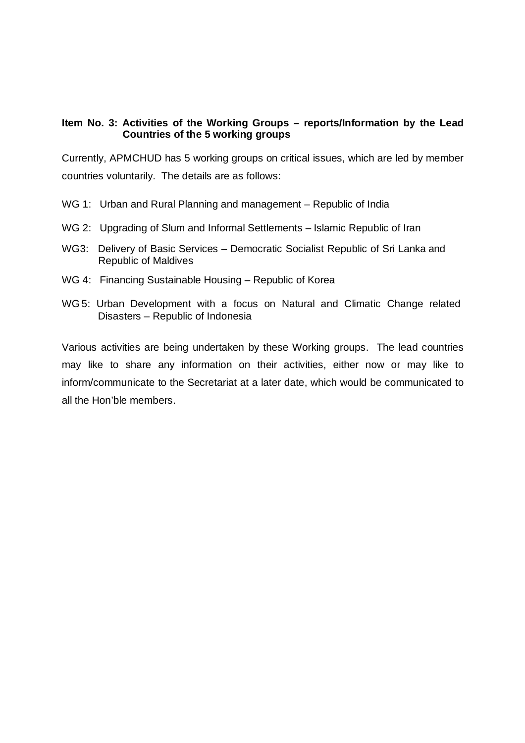**Item No. 3: Activities of the Working Groups – reports/Information by the Lead Countries of the 5 working groups**

Currently, APMCHUD has 5 working groups on critical issues, which are led by member countries voluntarily. The details are as follows:

WG 1: Urban and Rural Planning and management – Republic of India

WG 2: Upgrading of Slum and Informal Settlements – Islamic Republic of Iran

WG3: Delivery of Basic Services – Democratic Socialist Republic of Sri Lanka and Republic of Maldives

WG 4: Financing Sustainable Housing – Republic of Korea

WG 5: Urban Development with a focus on Natural and Climatic Change related Disasters – Republic of Indonesia

Various activities are being undertaken by these Working groups. The lead countries may like to share any information on their activities, either now or may like to inform/communicate to the Secretariat at a later date, which would be communicated to all the Hon'ble members.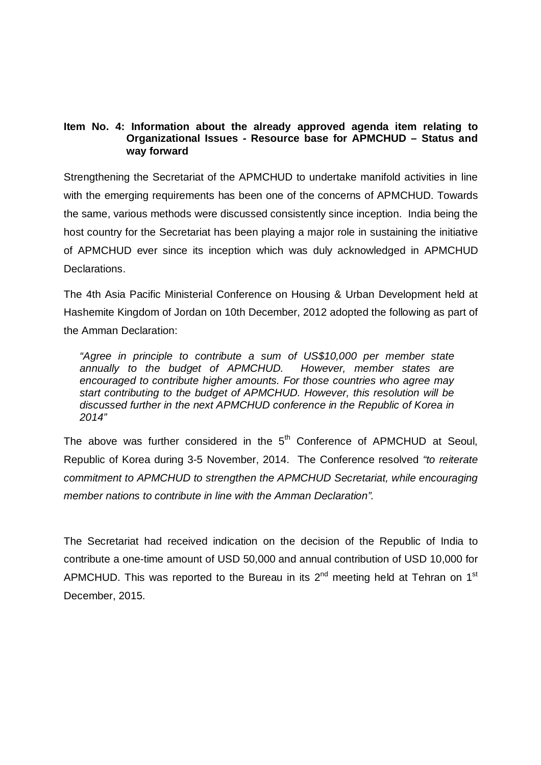**Item No. 4: Information about the already approved agenda item relating to Organizational Issues - Resource base for APMCHUD – Status and way forward**

Strengthening the Secretariat of the APMCHUD to undertake manifold activities in line with the emerging requirements has been one of the concerns of APMCHUD. Towards the same, various methods were discussed consistently since inception. India being the host country for the Secretariat has been playing a major role in sustaining the initiative of APMCHUD ever since its inception which was duly acknowledged in APMCHUD Declarations.

The 4th Asia Pacific Ministerial Conference on Housing & Urban Development held at Hashemite Kingdom of Jordan on 10th December, 2012 adopted the following as part of the Amman Declaration:

> *"Agree in principle to contribute a sum of US$10,000 per member state annually to the budget of APMCHUD. However, member states are encouraged to contribute higher amounts. For those countries who agree may start contributing to the budget of APMCHUD. However, this resolution will be discussed further in the next APMCHUD conference in the Republic of Korea in 2014"*

The above was further considered in the 5th Conference of APMCHUD at Seoul, Republic of Korea during 3-5 November, 2014. The Conference resolved *"to reiterate commitment to APMCHUD to strengthen the APMCHUD Secretariat, while encouraging member nations to contribute in line with the Amman Declaration".*

The Secretariat had received indication on the decision of the Republic of India to contribute a one-time amount of USD 50,000 and annual contribution of USD 10,000 for APMCHUD. This was reported to the Bureau in its 2nd meeting held at Tehran on 1st December, 2015.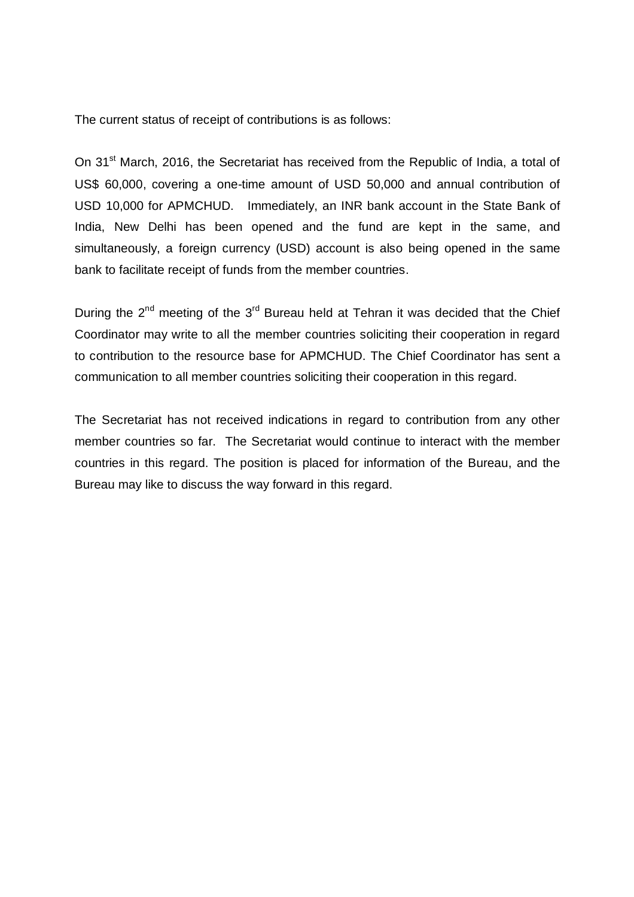The current status of receipt of contributions is as follows:

On 31st March, 2016, the Secretariat has received from the Republic of India, a total of US$ 60,000, covering a one-time amount of USD 50,000 and annual contribution of USD 10,000 for APMCHUD. Immediately, an INR bank account in the State Bank of India, New Delhi has been opened and the fund are kept in the same, and simultaneously, a foreign currency (USD) account is also being opened in the same bank to facilitate receipt of funds from the member countries.

During the 2nd meeting of the 3rd Bureau held at Tehran it was decided that the Chief Coordinator may write to all the member countries soliciting their cooperation in regard to contribution to the resource base for APMCHUD. The Chief Coordinator has sent a communication to all member countries soliciting their cooperation in this regard.

The Secretariat has not received indications in regard to contribution from any other member countries so far. The Secretariat would continue to interact with the member countries in this regard. The position is placed for information of the Bureau, and the Bureau may like to discuss the way forward in this regard.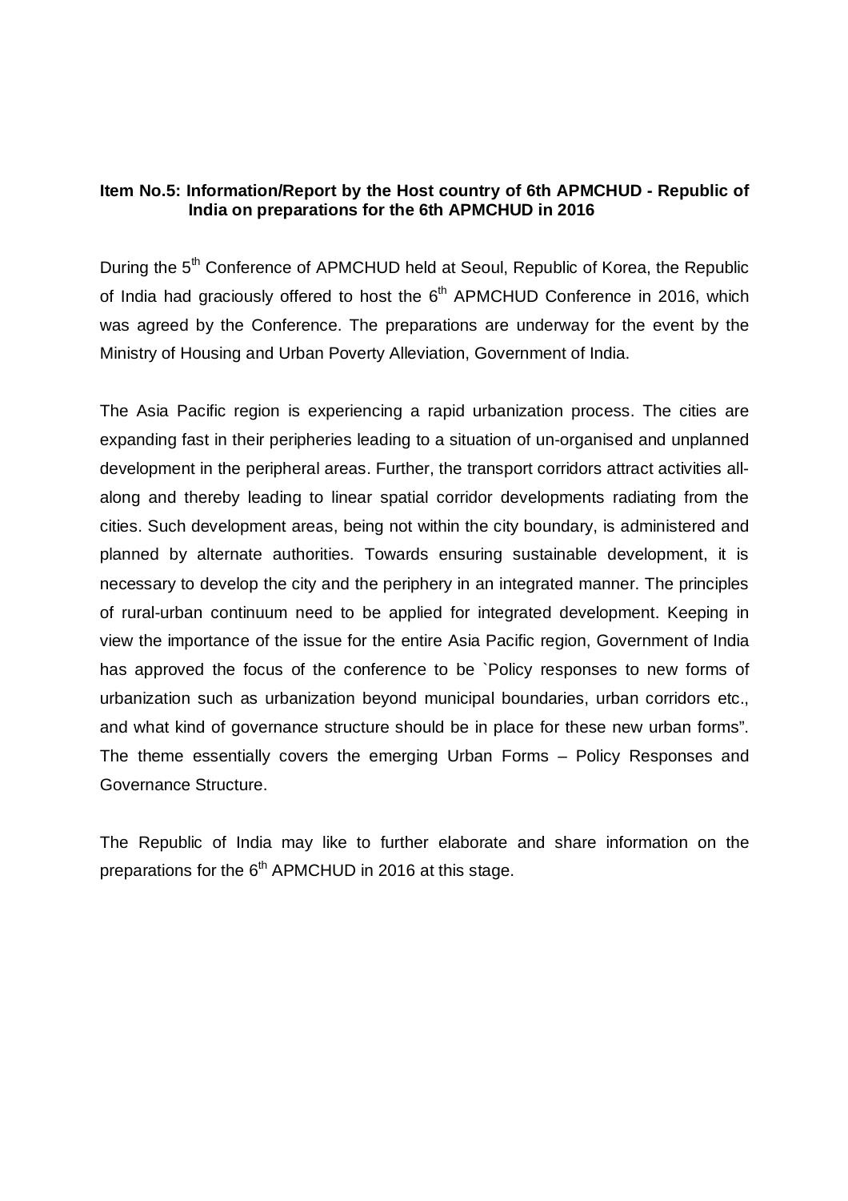**Item No.5: Information/Report by the Host country of 6th APMCHUD - Republic of India on preparations for the 6th APMCHUD in 2016**

During the 5th Conference of APMCHUD held at Seoul, Republic of Korea, the Republic of India had graciously offered to host the 6th APMCHUD Conference in 2016, which was agreed by the Conference. The preparations are underway for the event by the Ministry of Housing and Urban Poverty Alleviation, Government of India.

The Asia Pacific region is experiencing a rapid urbanization process. The cities are expanding fast in their peripheries leading to a situation of un-organised and unplanned development in the peripheral areas. Further, the transport corridors attract activities all-along and thereby leading to linear spatial corridor developments radiating from the cities. Such development areas, being not within the city boundary, is administered and planned by alternate authorities. Towards ensuring sustainable development, it is necessary to develop the city and the periphery in an integrated manner. The principles of rural-urban continuum need to be applied for integrated development. Keeping in view the importance of the issue for the entire Asia Pacific region, Government of India has approved the focus of the conference to be `Policy responses to new forms of urbanization such as urbanization beyond municipal boundaries, urban corridors etc., and what kind of governance structure should be in place for these new urban forms". The theme essentially covers the emerging Urban Forms – Policy Responses and Governance Structure.

The Republic of India may like to further elaborate and share information on the preparations for the 6th APMCHUD in 2016 at this stage.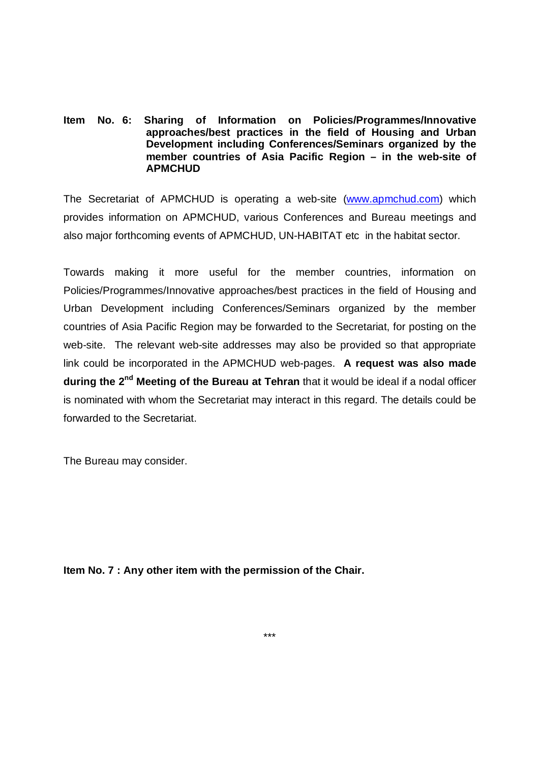**Item No. 6: Sharing of Information on Policies/Programmes/Innovative approaches/best practices in the field of Housing and Urban Development including Conferences/Seminars organized by the member countries of Asia Pacific Region – in the web-site of APMCHUD**

The Secretariat of APMCHUD is operating a web-site (www.apmchud.com) which provides information on APMCHUD, various Conferences and Bureau meetings and also major forthcoming events of APMCHUD, UN-HABITAT etc in the habitat sector.

Towards making it more useful for the member countries, information on Policies/Programmes/Innovative approaches/best practices in the field of Housing and Urban Development including Conferences/Seminars organized by the member countries of Asia Pacific Region may be forwarded to the Secretariat, for posting on the web-site. The relevant web-site addresses may also be provided so that appropriate link could be incorporated in the APMCHUD web-pages. **A request was also made during the 2nd Meeting of the Bureau at Tehran** that it would be ideal if a nodal officer is nominated with whom the Secretariat may interact in this regard. The details could be forwarded to the Secretariat.

The Bureau may consider.

**Item No. 7 : Any other item with the permission of the Chair.**

***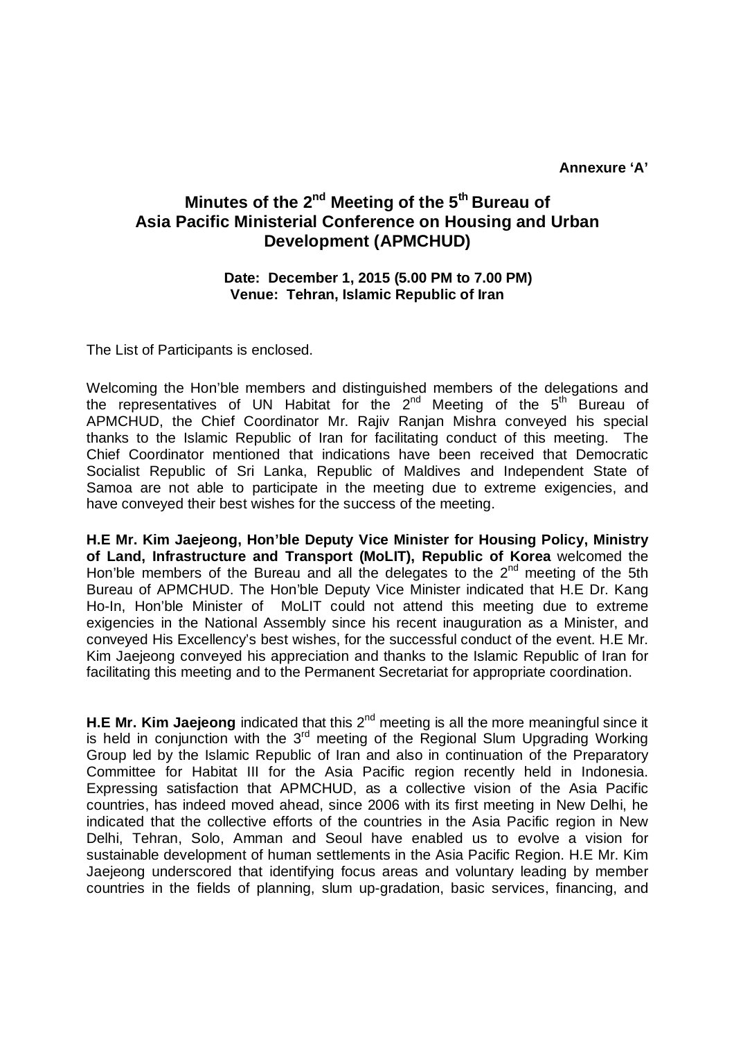**Annexure 'A'**

# Minutes of the 2nd Meeting of the 5th Bureau of Asia Pacific Ministerial Conference on Housing and Urban Development (APMCHUD)

**Date: December 1, 2015 (5.00 PM to 7.00 PM)**
**Venue: Tehran, Islamic Republic of Iran**

The List of Participants is enclosed.

Welcoming the Hon'ble members and distinguished members of the delegations and the representatives of UN Habitat for the 2nd Meeting of the 5th Bureau of APMCHUD, the Chief Coordinator Mr. Rajiv Ranjan Mishra conveyed his special thanks to the Islamic Republic of Iran for facilitating conduct of this meeting. The Chief Coordinator mentioned that indications have been received that Democratic Socialist Republic of Sri Lanka, Republic of Maldives and Independent State of Samoa are not able to participate in the meeting due to extreme exigencies, and have conveyed their best wishes for the success of the meeting.

**H.E Mr. Kim Jaejeong, Hon'ble Deputy Vice Minister for Housing Policy, Ministry of Land, Infrastructure and Transport (MoLIT), Republic of Korea** welcomed the Hon'ble members of the Bureau and all the delegates to the 2nd meeting of the 5th Bureau of APMCHUD. The Hon'ble Deputy Vice Minister indicated that H.E Dr. Kang Ho-In, Hon'ble Minister of MoLIT could not attend this meeting due to extreme exigencies in the National Assembly since his recent inauguration as a Minister, and conveyed His Excellency's best wishes, for the successful conduct of the event. H.E Mr. Kim Jaejeong conveyed his appreciation and thanks to the Islamic Republic of Iran for facilitating this meeting and to the Permanent Secretariat for appropriate coordination.

**H.E Mr. Kim Jaejeong** indicated that this 2nd meeting is all the more meaningful since it is held in conjunction with the 3rd meeting of the Regional Slum Upgrading Working Group led by the Islamic Republic of Iran and also in continuation of the Preparatory Committee for Habitat III for the Asia Pacific region recently held in Indonesia. Expressing satisfaction that APMCHUD, as a collective vision of the Asia Pacific countries, has indeed moved ahead, since 2006 with its first meeting in New Delhi, he indicated that the collective efforts of the countries in the Asia Pacific region in New Delhi, Tehran, Solo, Amman and Seoul have enabled us to evolve a vision for sustainable development of human settlements in the Asia Pacific Region. H.E Mr. Kim Jaejeong underscored that identifying focus areas and voluntary leading by member countries in the fields of planning, slum up-gradation, basic services, financing, and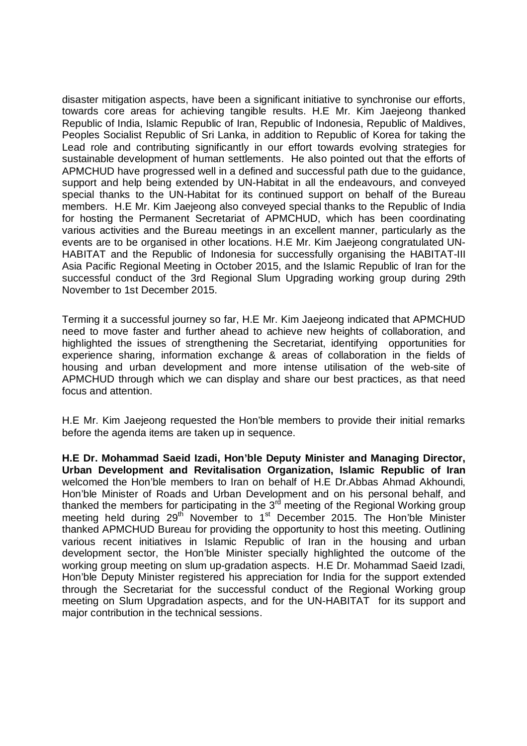disaster mitigation aspects, have been a significant initiative to synchronise our efforts, towards core areas for achieving tangible results. H.E Mr. Kim Jaejeong thanked Republic of India, Islamic Republic of Iran, Republic of Indonesia, Republic of Maldives, Peoples Socialist Republic of Sri Lanka, in addition to Republic of Korea for taking the Lead role and contributing significantly in our effort towards evolving strategies for sustainable development of human settlements. He also pointed out that the efforts of APMCHUD have progressed well in a defined and successful path due to the guidance, support and help being extended by UN-Habitat in all the endeavours, and conveyed special thanks to the UN-Habitat for its continued support on behalf of the Bureau members. H.E Mr. Kim Jaejeong also conveyed special thanks to the Republic of India for hosting the Permanent Secretariat of APMCHUD, which has been coordinating various activities and the Bureau meetings in an excellent manner, particularly as the events are to be organised in other locations. H.E Mr. Kim Jaejeong congratulated UN-HABITAT and the Republic of Indonesia for successfully organising the HABITAT-III Asia Pacific Regional Meeting in October 2015, and the Islamic Republic of Iran for the successful conduct of the 3rd Regional Slum Upgrading working group during 29th November to 1st December 2015.

Terming it a successful journey so far, H.E Mr. Kim Jaejeong indicated that APMCHUD need to move faster and further ahead to achieve new heights of collaboration, and highlighted the issues of strengthening the Secretariat, identifying opportunities for experience sharing, information exchange & areas of collaboration in the fields of housing and urban development and more intense utilisation of the web-site of APMCHUD through which we can display and share our best practices, as that need focus and attention.

H.E Mr. Kim Jaejeong requested the Hon'ble members to provide their initial remarks before the agenda items are taken up in sequence.

**H.E Dr. Mohammad Saeid Izadi, Hon'ble Deputy Minister and Managing Director, Urban Development and Revitalisation Organization, Islamic Republic of Iran** welcomed the Hon'ble members to Iran on behalf of H.E Dr.Abbas Ahmad Akhoundi, Hon'ble Minister of Roads and Urban Development and on his personal behalf, and thanked the members for participating in the 3rd meeting of the Regional Working group meeting held during 29th November to 1st December 2015. The Hon'ble Minister thanked APMCHUD Bureau for providing the opportunity to host this meeting. Outlining various recent initiatives in Islamic Republic of Iran in the housing and urban development sector, the Hon'ble Minister specially highlighted the outcome of the working group meeting on slum up-gradation aspects. H.E Dr. Mohammad Saeid Izadi, Hon'ble Deputy Minister registered his appreciation for India for the support extended through the Secretariat for the successful conduct of the Regional Working group meeting on Slum Upgradation aspects, and for the UN-HABITAT for its support and major contribution in the technical sessions.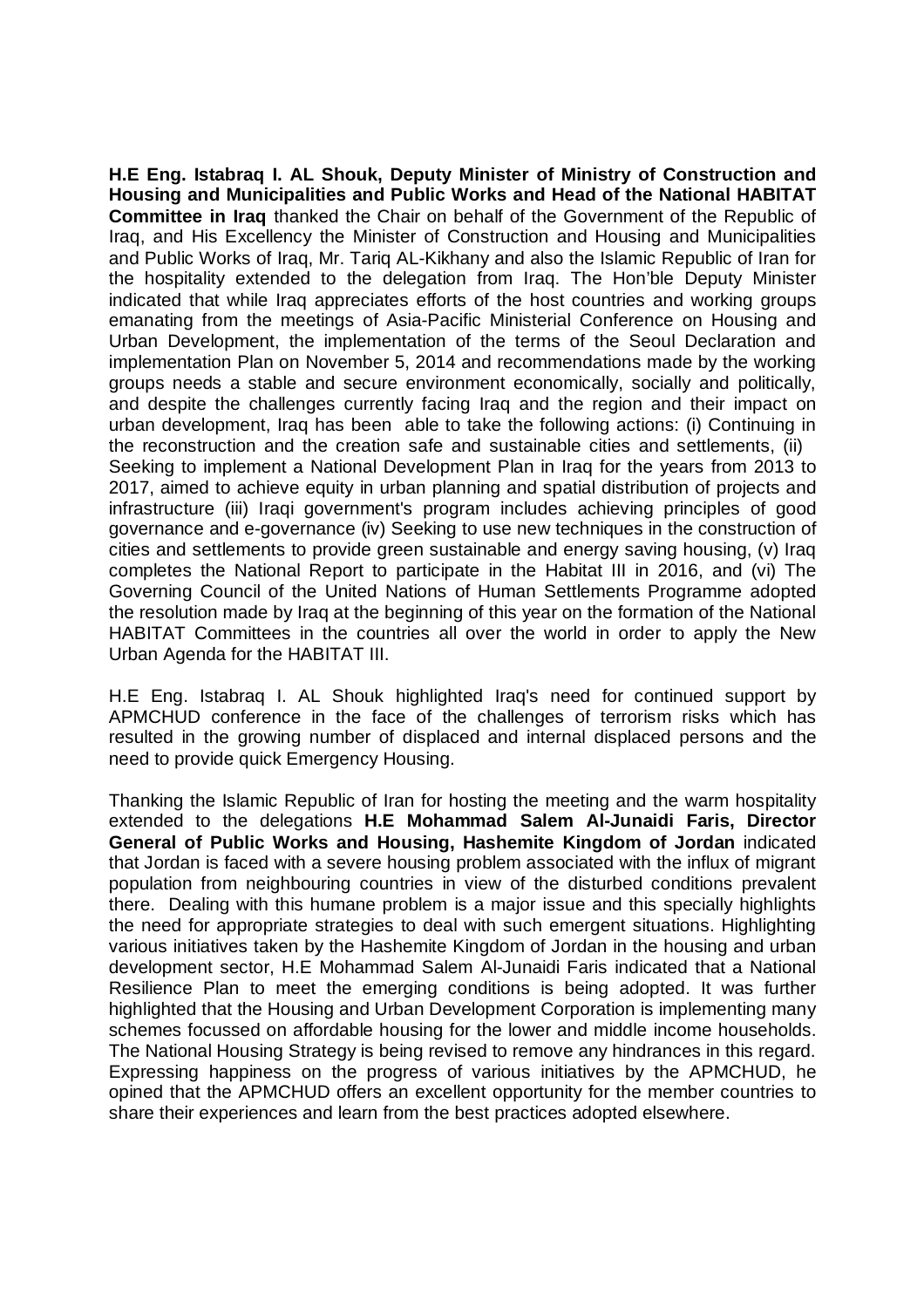**H.E Eng. Istabraq I. AL Shouk, Deputy Minister of Ministry of Construction and Housing and Municipalities and Public Works and Head of the National HABITAT Committee in Iraq** thanked the Chair on behalf of the Government of the Republic of Iraq, and His Excellency the Minister of Construction and Housing and Municipalities and Public Works of Iraq, Mr. Tariq AL-Kikhany and also the Islamic Republic of Iran for the hospitality extended to the delegation from Iraq. The Hon'ble Deputy Minister indicated that while Iraq appreciates efforts of the host countries and working groups emanating from the meetings of Asia-Pacific Ministerial Conference on Housing and Urban Development, the implementation of the terms of the Seoul Declaration and implementation Plan on November 5, 2014 and recommendations made by the working groups needs a stable and secure environment economically, socially and politically, and despite the challenges currently facing Iraq and the region and their impact on urban development, Iraq has been able to take the following actions: (i) Continuing in the reconstruction and the creation safe and sustainable cities and settlements, (ii) Seeking to implement a National Development Plan in Iraq for the years from 2013 to 2017, aimed to achieve equity in urban planning and spatial distribution of projects and infrastructure (iii) Iraqi government's program includes achieving principles of good governance and e-governance (iv) Seeking to use new techniques in the construction of cities and settlements to provide green sustainable and energy saving housing, (v) Iraq completes the National Report to participate in the Habitat III in 2016, and (vi) The Governing Council of the United Nations of Human Settlements Programme adopted the resolution made by Iraq at the beginning of this year on the formation of the National HABITAT Committees in the countries all over the world in order to apply the New Urban Agenda for the HABITAT III.

H.E Eng. Istabraq I. AL Shouk highlighted Iraq's need for continued support by APMCHUD conference in the face of the challenges of terrorism risks which has resulted in the growing number of displaced and internal displaced persons and the need to provide quick Emergency Housing.

Thanking the Islamic Republic of Iran for hosting the meeting and the warm hospitality extended to the delegations **H.E Mohammad Salem Al-Junaidi Faris, Director General of Public Works and Housing, Hashemite Kingdom of Jordan** indicated that Jordan is faced with a severe housing problem associated with the influx of migrant population from neighbouring countries in view of the disturbed conditions prevalent there. Dealing with this humane problem is a major issue and this specially highlights the need for appropriate strategies to deal with such emergent situations. Highlighting various initiatives taken by the Hashemite Kingdom of Jordan in the housing and urban development sector, H.E Mohammad Salem Al-Junaidi Faris indicated that a National Resilience Plan to meet the emerging conditions is being adopted. It was further highlighted that the Housing and Urban Development Corporation is implementing many schemes focussed on affordable housing for the lower and middle income households. The National Housing Strategy is being revised to remove any hindrances in this regard. Expressing happiness on the progress of various initiatives by the APMCHUD, he opined that the APMCHUD offers an excellent opportunity for the member countries to share their experiences and learn from the best practices adopted elsewhere.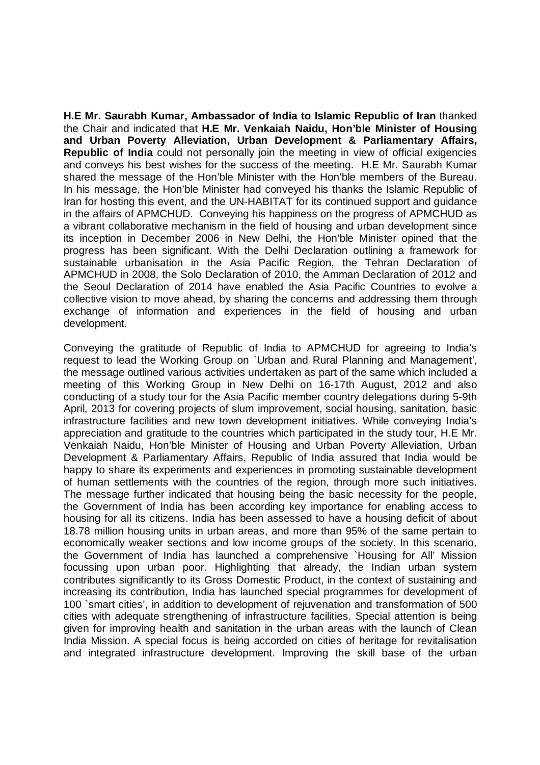**H.E Mr. Saurabh Kumar, Ambassador of India to Islamic Republic of Iran** thanked the Chair and indicated that **H.E Mr. Venkaiah Naidu, Hon'ble Minister of Housing and Urban Poverty Alleviation, Urban Development & Parliamentary Affairs, Republic of India** could not personally join the meeting in view of official exigencies and conveys his best wishes for the success of the meeting. H.E Mr. Saurabh Kumar shared the message of the Hon'ble Minister with the Hon'ble members of the Bureau. In his message, the Hon'ble Minister had conveyed his thanks the Islamic Republic of Iran for hosting this event, and the UN-HABITAT for its continued support and guidance in the affairs of APMCHUD. Conveying his happiness on the progress of APMCHUD as a vibrant collaborative mechanism in the field of housing and urban development since its inception in December 2006 in New Delhi, the Hon'ble Minister opined that the progress has been significant. With the Delhi Declaration outlining a framework for sustainable urbanisation in the Asia Pacific Region, the Tehran Declaration of APMCHUD in 2008, the Solo Declaration of 2010, the Amman Declaration of 2012 and the Seoul Declaration of 2014 have enabled the Asia Pacific Countries to evolve a collective vision to move ahead, by sharing the concerns and addressing them through exchange of information and experiences in the field of housing and urban development.

Conveying the gratitude of Republic of India to APMCHUD for agreeing to India's request to lead the Working Group on `Urban and Rural Planning and Management', the message outlined various activities undertaken as part of the same which included a meeting of this Working Group in New Delhi on 16-17th August, 2012 and also conducting of a study tour for the Asia Pacific member country delegations during 5-9th April, 2013 for covering projects of slum improvement, social housing, sanitation, basic infrastructure facilities and new town development initiatives. While conveying India's appreciation and gratitude to the countries which participated in the study tour, H.E Mr. Venkaiah Naidu, Hon'ble Minister of Housing and Urban Poverty Alleviation, Urban Development & Parliamentary Affairs, Republic of India assured that India would be happy to share its experiments and experiences in promoting sustainable development of human settlements with the countries of the region, through more such initiatives. The message further indicated that housing being the basic necessity for the people, the Government of India has been according key importance for enabling access to housing for all its citizens. India has been assessed to have a housing deficit of about 18.78 million housing units in urban areas, and more than 95% of the same pertain to economically weaker sections and low income groups of the society. In this scenario, the Government of India has launched a comprehensive `Housing for All' Mission focussing upon urban poor. Highlighting that already, the Indian urban system contributes significantly to its Gross Domestic Product, in the context of sustaining and increasing its contribution, India has launched special programmes for development of 100 `smart cities', in addition to development of rejuvenation and transformation of 500 cities with adequate strengthening of infrastructure facilities. Special attention is being given for improving health and sanitation in the urban areas with the launch of Clean India Mission. A special focus is being accorded on cities of heritage for revitalisation and integrated infrastructure development. Improving the skill base of the urban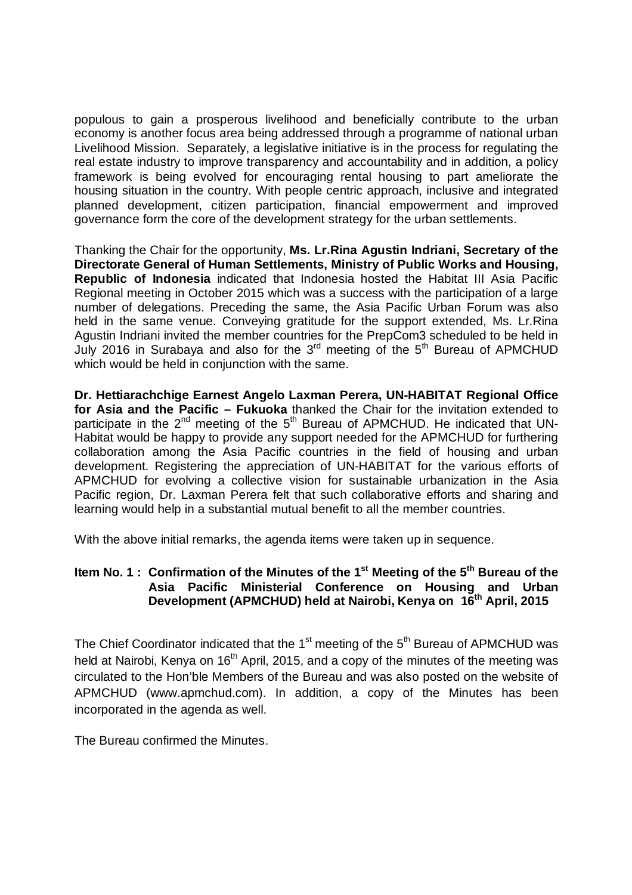populous to gain a prosperous livelihood and beneficially contribute to the urban economy is another focus area being addressed through a programme of national urban Livelihood Mission. Separately, a legislative initiative is in the process for regulating the real estate industry to improve transparency and accountability and in addition, a policy framework is being evolved for encouraging rental housing to part ameliorate the housing situation in the country. With people centric approach, inclusive and integrated planned development, citizen participation, financial empowerment and improved governance form the core of the development strategy for the urban settlements.

Thanking the Chair for the opportunity, **Ms. Lr.Rina Agustin Indriani, Secretary of the Directorate General of Human Settlements, Ministry of Public Works and Housing, Republic of Indonesia** indicated that Indonesia hosted the Habitat III Asia Pacific Regional meeting in October 2015 which was a success with the participation of a large number of delegations. Preceding the same, the Asia Pacific Urban Forum was also held in the same venue. Conveying gratitude for the support extended, Ms. Lr.Rina Agustin Indriani invited the member countries for the PrepCom3 scheduled to be held in July 2016 in Surabaya and also for the 3rd meeting of the 5th Bureau of APMCHUD which would be held in conjunction with the same.

**Dr. Hettiarachchige Earnest Angelo Laxman Perera, UN-HABITAT Regional Office for Asia and the Pacific – Fukuoka** thanked the Chair for the invitation extended to participate in the 2nd meeting of the 5th Bureau of APMCHUD. He indicated that UN-Habitat would be happy to provide any support needed for the APMCHUD for furthering collaboration among the Asia Pacific countries in the field of housing and urban development. Registering the appreciation of UN-HABITAT for the various efforts of APMCHUD for evolving a collective vision for sustainable urbanization in the Asia Pacific region, Dr. Laxman Perera felt that such collaborative efforts and sharing and learning would help in a substantial mutual benefit to all the member countries.

With the above initial remarks, the agenda items were taken up in sequence.

### Item No. 1 : Confirmation of the Minutes of the 1st Meeting of the 5th Bureau of the Asia Pacific Ministerial Conference on Housing and Urban Development (APMCHUD) held at Nairobi, Kenya on 16th April, 2015

The Chief Coordinator indicated that the 1st meeting of the 5th Bureau of APMCHUD was held at Nairobi, Kenya on 16th April, 2015, and a copy of the minutes of the meeting was circulated to the Hon'ble Members of the Bureau and was also posted on the website of APMCHUD (www.apmchud.com). In addition, a copy of the Minutes has been incorporated in the agenda as well.

The Bureau confirmed the Minutes.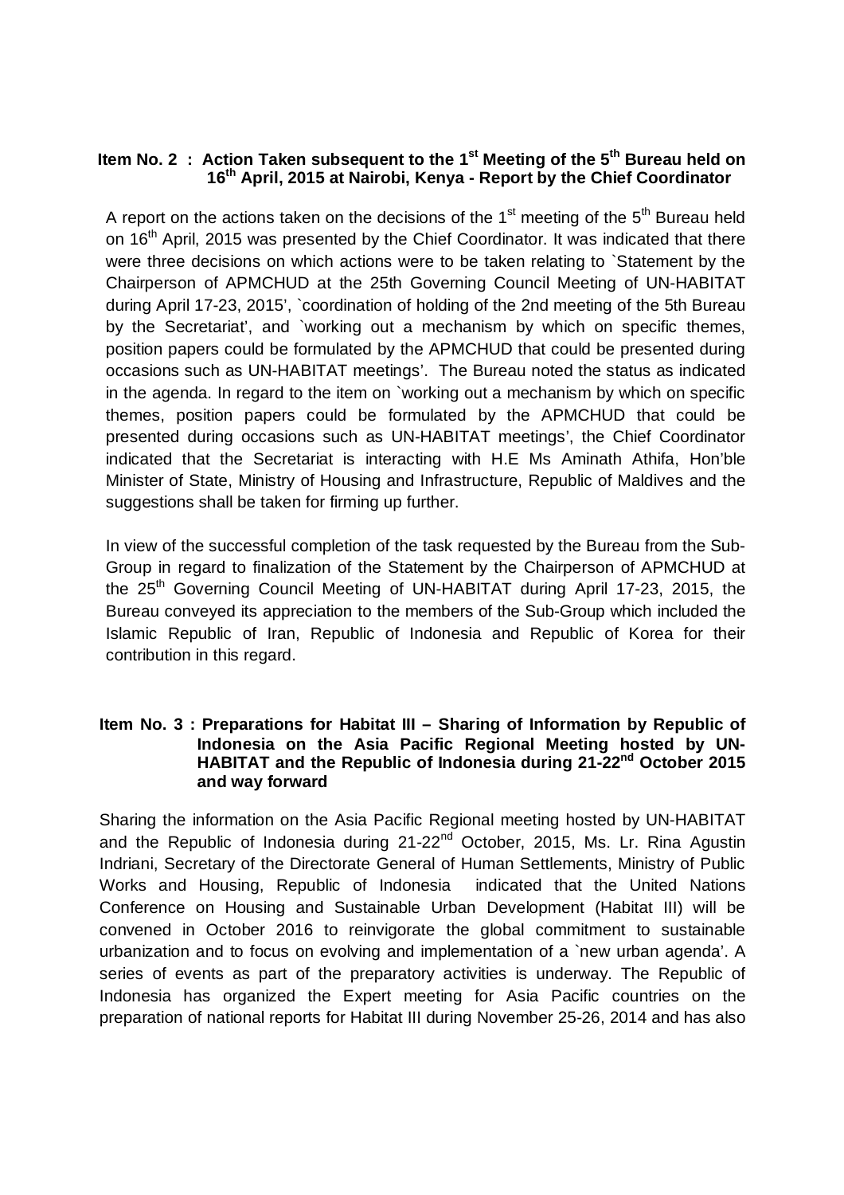**Item No. 2 : Action Taken subsequent to the 1st Meeting of the 5th Bureau held on 16th April, 2015 at Nairobi, Kenya - Report by the Chief Coordinator**

A report on the actions taken on the decisions of the 1st meeting of the 5th Bureau held on 16th April, 2015 was presented by the Chief Coordinator. It was indicated that there were three decisions on which actions were to be taken relating to `Statement by the Chairperson of APMCHUD at the 25th Governing Council Meeting of UN-HABITAT during April 17-23, 2015', `coordination of holding of the 2nd meeting of the 5th Bureau by the Secretariat', and `working out a mechanism by which on specific themes, position papers could be formulated by the APMCHUD that could be presented during occasions such as UN-HABITAT meetings'. The Bureau noted the status as indicated in the agenda. In regard to the item on `working out a mechanism by which on specific themes, position papers could be formulated by the APMCHUD that could be presented during occasions such as UN-HABITAT meetings', the Chief Coordinator indicated that the Secretariat is interacting with H.E Ms Aminath Athifa, Hon'ble Minister of State, Ministry of Housing and Infrastructure, Republic of Maldives and the suggestions shall be taken for firming up further.

In view of the successful completion of the task requested by the Bureau from the Sub-Group in regard to finalization of the Statement by the Chairperson of APMCHUD at the 25th Governing Council Meeting of UN-HABITAT during April 17-23, 2015, the Bureau conveyed its appreciation to the members of the Sub-Group which included the Islamic Republic of Iran, Republic of Indonesia and Republic of Korea for their contribution in this regard.

**Item No. 3 : Preparations for Habitat III – Sharing of Information by Republic of Indonesia on the Asia Pacific Regional Meeting hosted by UN-HABITAT and the Republic of Indonesia during 21-22nd October 2015 and way forward**

Sharing the information on the Asia Pacific Regional meeting hosted by UN-HABITAT and the Republic of Indonesia during 21-22nd October, 2015, Ms. Lr. Rina Agustin Indriani, Secretary of the Directorate General of Human Settlements, Ministry of Public Works and Housing, Republic of Indonesia indicated that the United Nations Conference on Housing and Sustainable Urban Development (Habitat III) will be convened in October 2016 to reinvigorate the global commitment to sustainable urbanization and to focus on evolving and implementation of a `new urban agenda'. A series of events as part of the preparatory activities is underway. The Republic of Indonesia has organized the Expert meeting for Asia Pacific countries on the preparation of national reports for Habitat III during November 25-26, 2014 and has also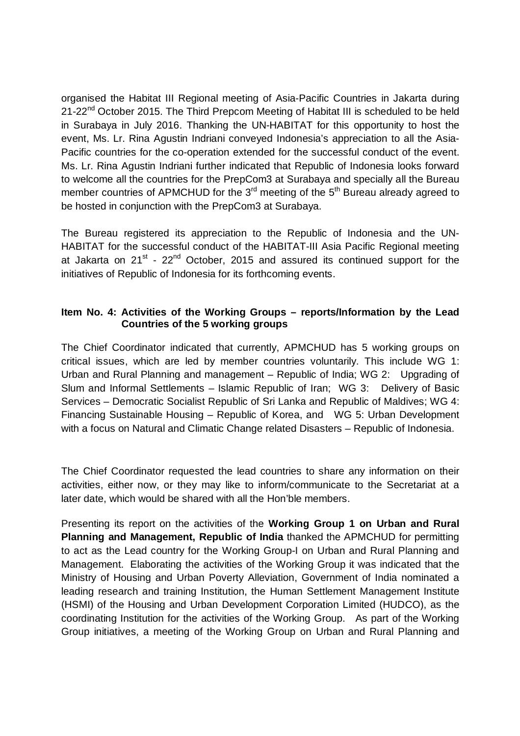organised the Habitat III Regional meeting of Asia-Pacific Countries in Jakarta during 21-22[nd] October 2015. The Third Prepcom Meeting of Habitat III is scheduled to be held in Surabaya in July 2016. Thanking the UN-HABITAT for this opportunity to host the event, Ms. Lr. Rina Agustin Indriani conveyed Indonesia's appreciation to all the Asia-Pacific countries for the co-operation extended for the successful conduct of the event. Ms. Lr. Rina Agustin Indriani further indicated that Republic of Indonesia looks forward to welcome all the countries for the PrepCom3 at Surabaya and specially all the Bureau member countries of APMCHUD for the 3[rd] meeting of the 5[th] Bureau already agreed to be hosted in conjunction with the PrepCom3 at Surabaya.

The Bureau registered its appreciation to the Republic of Indonesia and the UN-HABITAT for the successful conduct of the HABITAT-III Asia Pacific Regional meeting at Jakarta on 21[st] - 22[nd] October, 2015 and assured its continued support for the initiatives of Republic of Indonesia for its forthcoming events.

**Item No. 4: Activities of the Working Groups – reports/Information by the Lead Countries of the 5 working groups**

The Chief Coordinator indicated that currently, APMCHUD has 5 working groups on critical issues, which are led by member countries voluntarily. This include WG 1: Urban and Rural Planning and management – Republic of India; WG 2: Upgrading of Slum and Informal Settlements – Islamic Republic of Iran; WG 3: Delivery of Basic Services – Democratic Socialist Republic of Sri Lanka and Republic of Maldives; WG 4: Financing Sustainable Housing – Republic of Korea, and WG 5: Urban Development with a focus on Natural and Climatic Change related Disasters – Republic of Indonesia.

The Chief Coordinator requested the lead countries to share any information on their activities, either now, or they may like to inform/communicate to the Secretariat at a later date, which would be shared with all the Hon'ble members.

Presenting its report on the activities of the **Working Group 1 on Urban and Rural Planning and Management, Republic of India** thanked the APMCHUD for permitting to act as the Lead country for the Working Group-I on Urban and Rural Planning and Management. Elaborating the activities of the Working Group it was indicated that the Ministry of Housing and Urban Poverty Alleviation, Government of India nominated a leading research and training Institution, the Human Settlement Management Institute (HSMI) of the Housing and Urban Development Corporation Limited (HUDCO), as the coordinating Institution for the activities of the Working Group. As part of the Working Group initiatives, a meeting of the Working Group on Urban and Rural Planning and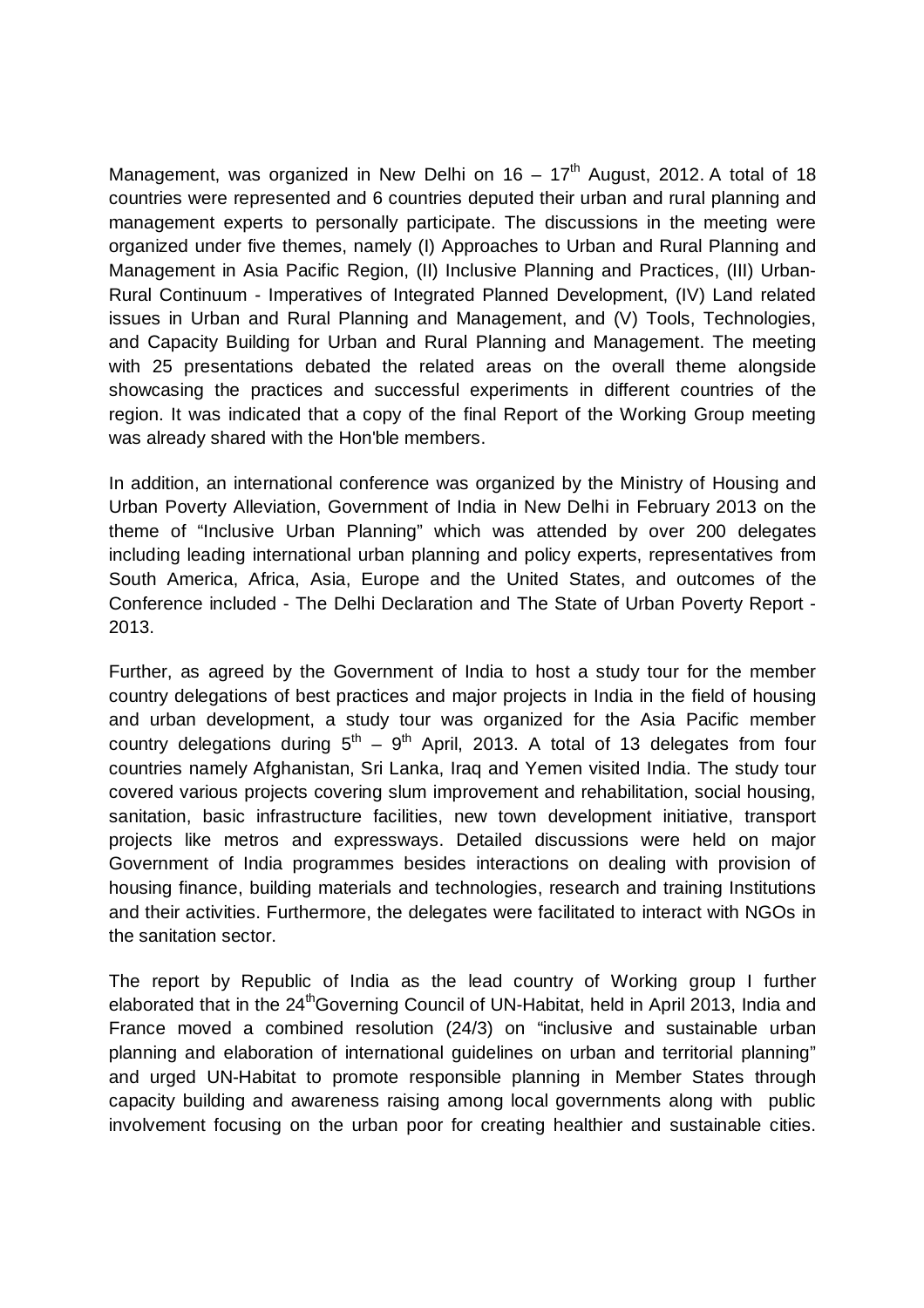Management, was organized in New Delhi on 16 – 17th August, 2012. A total of 18 countries were represented and 6 countries deputed their urban and rural planning and management experts to personally participate. The discussions in the meeting were organized under five themes, namely (I) Approaches to Urban and Rural Planning and Management in Asia Pacific Region, (II) Inclusive Planning and Practices, (III) Urban-Rural Continuum - Imperatives of Integrated Planned Development, (IV) Land related issues in Urban and Rural Planning and Management, and (V) Tools, Technologies, and Capacity Building for Urban and Rural Planning and Management. The meeting with 25 presentations debated the related areas on the overall theme alongside showcasing the practices and successful experiments in different countries of the region. It was indicated that a copy of the final Report of the Working Group meeting was already shared with the Hon'ble members.

In addition, an international conference was organized by the Ministry of Housing and Urban Poverty Alleviation, Government of India in New Delhi in February 2013 on the theme of "Inclusive Urban Planning" which was attended by over 200 delegates including leading international urban planning and policy experts, representatives from South America, Africa, Asia, Europe and the United States, and outcomes of the Conference included - The Delhi Declaration and The State of Urban Poverty Report - 2013.

Further, as agreed by the Government of India to host a study tour for the member country delegations of best practices and major projects in India in the field of housing and urban development, a study tour was organized for the Asia Pacific member country delegations during 5th – 9th April, 2013. A total of 13 delegates from four countries namely Afghanistan, Sri Lanka, Iraq and Yemen visited India. The study tour covered various projects covering slum improvement and rehabilitation, social housing, sanitation, basic infrastructure facilities, new town development initiative, transport projects like metros and expressways. Detailed discussions were held on major Government of India programmes besides interactions on dealing with provision of housing finance, building materials and technologies, research and training Institutions and their activities. Furthermore, the delegates were facilitated to interact with NGOs in the sanitation sector.

The report by Republic of India as the lead country of Working group I further elaborated that in the 24th Governing Council of UN-Habitat, held in April 2013, India and France moved a combined resolution (24/3) on "inclusive and sustainable urban planning and elaboration of international guidelines on urban and territorial planning" and urged UN-Habitat to promote responsible planning in Member States through capacity building and awareness raising among local governments along with public involvement focusing on the urban poor for creating healthier and sustainable cities.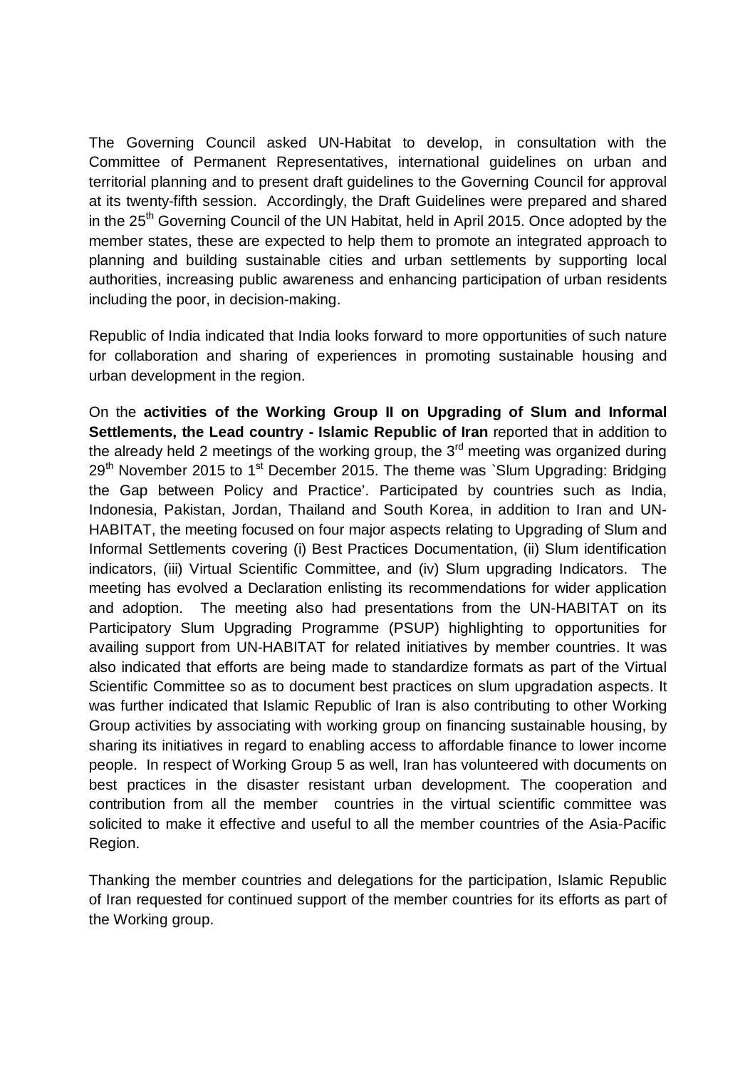The Governing Council asked UN-Habitat to develop, in consultation with the Committee of Permanent Representatives, international guidelines on urban and territorial planning and to present draft guidelines to the Governing Council for approval at its twenty-fifth session. Accordingly, the Draft Guidelines were prepared and shared in the 25th Governing Council of the UN Habitat, held in April 2015. Once adopted by the member states, these are expected to help them to promote an integrated approach to planning and building sustainable cities and urban settlements by supporting local authorities, increasing public awareness and enhancing participation of urban residents including the poor, in decision-making.

Republic of India indicated that India looks forward to more opportunities of such nature for collaboration and sharing of experiences in promoting sustainable housing and urban development in the region.

On the **activities of the Working Group II on Upgrading of Slum and Informal Settlements, the Lead country - Islamic Republic of Iran** reported that in addition to the already held 2 meetings of the working group, the 3rd meeting was organized during 29th November 2015 to 1st December 2015. The theme was `Slum Upgrading: Bridging the Gap between Policy and Practice'. Participated by countries such as India, Indonesia, Pakistan, Jordan, Thailand and South Korea, in addition to Iran and UN-HABITAT, the meeting focused on four major aspects relating to Upgrading of Slum and Informal Settlements covering (i) Best Practices Documentation, (ii) Slum identification indicators, (iii) Virtual Scientific Committee, and (iv) Slum upgrading Indicators. The meeting has evolved a Declaration enlisting its recommendations for wider application and adoption. The meeting also had presentations from the UN-HABITAT on its Participatory Slum Upgrading Programme (PSUP) highlighting to opportunities for availing support from UN-HABITAT for related initiatives by member countries. It was also indicated that efforts are being made to standardize formats as part of the Virtual Scientific Committee so as to document best practices on slum upgradation aspects. It was further indicated that Islamic Republic of Iran is also contributing to other Working Group activities by associating with working group on financing sustainable housing, by sharing its initiatives in regard to enabling access to affordable finance to lower income people. In respect of Working Group 5 as well, Iran has volunteered with documents on best practices in the disaster resistant urban development. The cooperation and contribution from all the member countries in the virtual scientific committee was solicited to make it effective and useful to all the member countries of the Asia-Pacific Region.

Thanking the member countries and delegations for the participation, Islamic Republic of Iran requested for continued support of the member countries for its efforts as part of the Working group.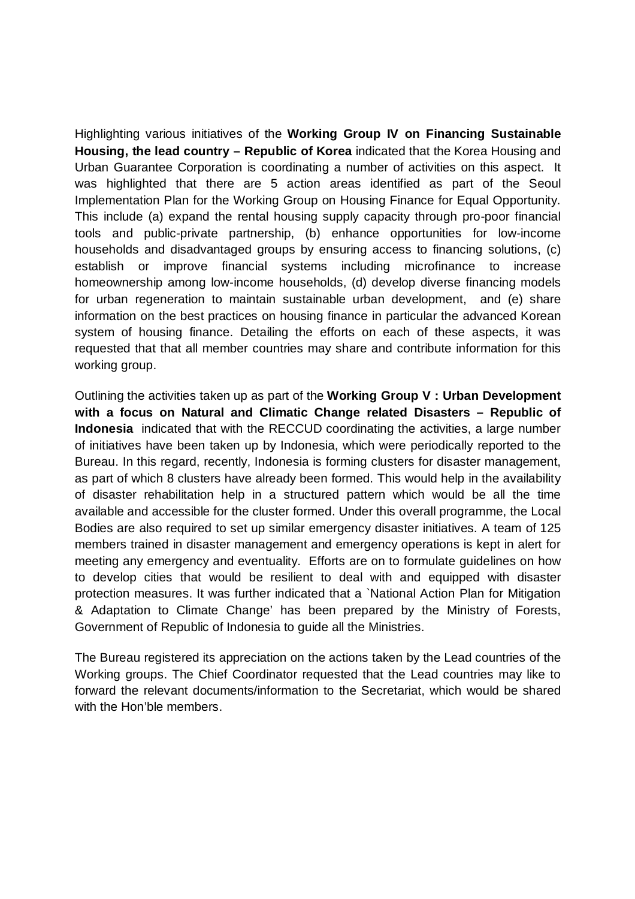Highlighting various initiatives of the **Working Group IV on Financing Sustainable Housing, the lead country – Republic of Korea** indicated that the Korea Housing and Urban Guarantee Corporation is coordinating a number of activities on this aspect. It was highlighted that there are 5 action areas identified as part of the Seoul Implementation Plan for the Working Group on Housing Finance for Equal Opportunity. This include (a) expand the rental housing supply capacity through pro-poor financial tools and public-private partnership, (b) enhance opportunities for low-income households and disadvantaged groups by ensuring access to financing solutions, (c) establish or improve financial systems including microfinance to increase homeownership among low-income households, (d) develop diverse financing models for urban regeneration to maintain sustainable urban development, and (e) share information on the best practices on housing finance in particular the advanced Korean system of housing finance. Detailing the efforts on each of these aspects, it was requested that that all member countries may share and contribute information for this working group.

Outlining the activities taken up as part of the **Working Group V : Urban Development with a focus on Natural and Climatic Change related Disasters – Republic of Indonesia** indicated that with the RECCUD coordinating the activities, a large number of initiatives have been taken up by Indonesia, which were periodically reported to the Bureau. In this regard, recently, Indonesia is forming clusters for disaster management, as part of which 8 clusters have already been formed. This would help in the availability of disaster rehabilitation help in a structured pattern which would be all the time available and accessible for the cluster formed. Under this overall programme, the Local Bodies are also required to set up similar emergency disaster initiatives. A team of 125 members trained in disaster management and emergency operations is kept in alert for meeting any emergency and eventuality. Efforts are on to formulate guidelines on how to develop cities that would be resilient to deal with and equipped with disaster protection measures. It was further indicated that a `National Action Plan for Mitigation & Adaptation to Climate Change' has been prepared by the Ministry of Forests, Government of Republic of Indonesia to guide all the Ministries.

The Bureau registered its appreciation on the actions taken by the Lead countries of the Working groups. The Chief Coordinator requested that the Lead countries may like to forward the relevant documents/information to the Secretariat, which would be shared with the Hon'ble members.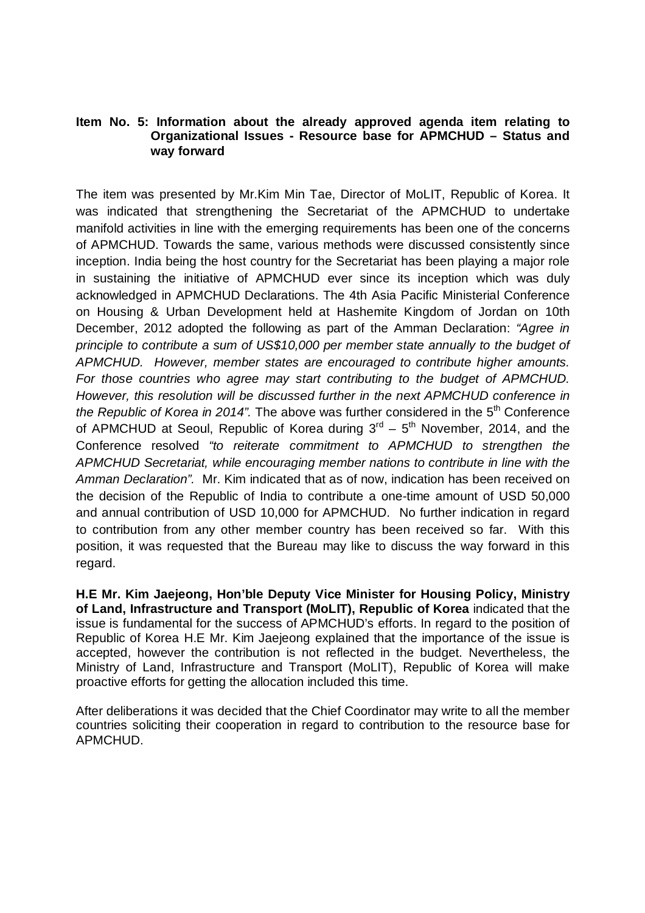**Item No. 5: Information about the already approved agenda item relating to Organizational Issues - Resource base for APMCHUD – Status and way forward**

The item was presented by Mr.Kim Min Tae, Director of MoLIT, Republic of Korea. It was indicated that strengthening the Secretariat of the APMCHUD to undertake manifold activities in line with the emerging requirements has been one of the concerns of APMCHUD. Towards the same, various methods were discussed consistently since inception. India being the host country for the Secretariat has been playing a major role in sustaining the initiative of APMCHUD ever since its inception which was duly acknowledged in APMCHUD Declarations. The 4th Asia Pacific Ministerial Conference on Housing & Urban Development held at Hashemite Kingdom of Jordan on 10th December, 2012 adopted the following as part of the Amman Declaration: *"Agree in principle to contribute a sum of US$10,000 per member state annually to the budget of APMCHUD. However, member states are encouraged to contribute higher amounts. For those countries who agree may start contributing to the budget of APMCHUD. However, this resolution will be discussed further in the next APMCHUD conference in the Republic of Korea in 2014".* The above was further considered in the 5th Conference of APMCHUD at Seoul, Republic of Korea during 3rd – 5th November, 2014, and the Conference resolved *"to reiterate commitment to APMCHUD to strengthen the APMCHUD Secretariat, while encouraging member nations to contribute in line with the Amman Declaration".* Mr. Kim indicated that as of now, indication has been received on the decision of the Republic of India to contribute a one-time amount of USD 50,000 and annual contribution of USD 10,000 for APMCHUD. No further indication in regard to contribution from any other member country has been received so far. With this position, it was requested that the Bureau may like to discuss the way forward in this regard.

**H.E Mr. Kim Jaejeong, Hon'ble Deputy Vice Minister for Housing Policy, Ministry of Land, Infrastructure and Transport (MoLIT), Republic of Korea** indicated that the issue is fundamental for the success of APMCHUD's efforts. In regard to the position of Republic of Korea H.E Mr. Kim Jaejeong explained that the importance of the issue is accepted, however the contribution is not reflected in the budget. Nevertheless, the Ministry of Land, Infrastructure and Transport (MoLIT), Republic of Korea will make proactive efforts for getting the allocation included this time.

After deliberations it was decided that the Chief Coordinator may write to all the member countries soliciting their cooperation in regard to contribution to the resource base for APMCHUD.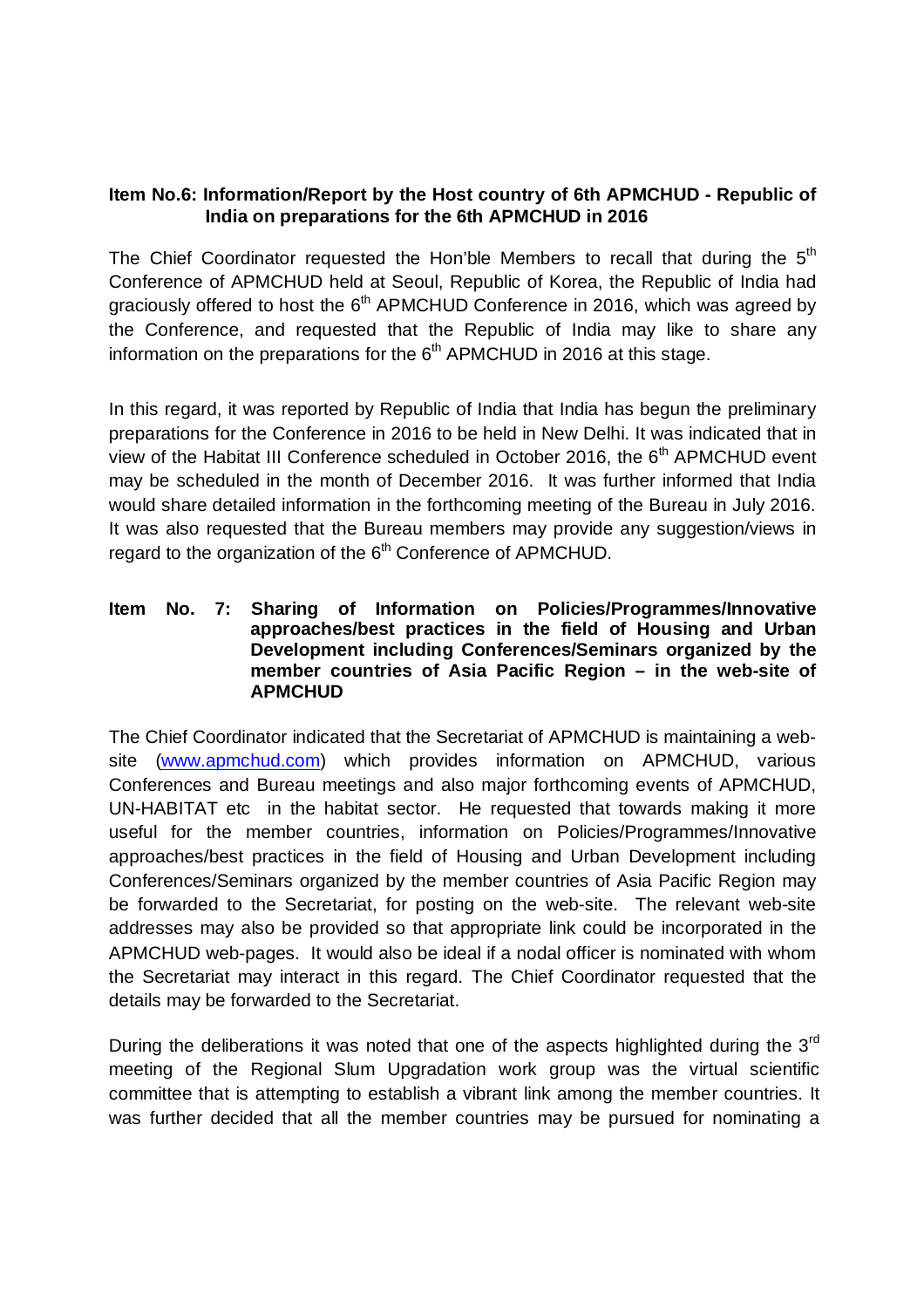**Item No.6: Information/Report by the Host country of 6th APMCHUD - Republic of India on preparations for the 6th APMCHUD in 2016**

The Chief Coordinator requested the Hon'ble Members to recall that during the 5th Conference of APMCHUD held at Seoul, Republic of Korea, the Republic of India had graciously offered to host the 6th APMCHUD Conference in 2016, which was agreed by the Conference, and requested that the Republic of India may like to share any information on the preparations for the 6th APMCHUD in 2016 at this stage.

In this regard, it was reported by Republic of India that India has begun the preliminary preparations for the Conference in 2016 to be held in New Delhi. It was indicated that in view of the Habitat III Conference scheduled in October 2016, the 6th APMCHUD event may be scheduled in the month of December 2016. It was further informed that India would share detailed information in the forthcoming meeting of the Bureau in July 2016. It was also requested that the Bureau members may provide any suggestion/views in regard to the organization of the 6th Conference of APMCHUD.

**Item No. 7: Sharing of Information on Policies/Programmes/Innovative approaches/best practices in the field of Housing and Urban Development including Conferences/Seminars organized by the member countries of Asia Pacific Region – in the web-site of APMCHUD**

The Chief Coordinator indicated that the Secretariat of APMCHUD is maintaining a web-site (www.apmchud.com) which provides information on APMCHUD, various Conferences and Bureau meetings and also major forthcoming events of APMCHUD, UN-HABITAT etc in the habitat sector. He requested that towards making it more useful for the member countries, information on Policies/Programmes/Innovative approaches/best practices in the field of Housing and Urban Development including Conferences/Seminars organized by the member countries of Asia Pacific Region may be forwarded to the Secretariat, for posting on the web-site. The relevant web-site addresses may also be provided so that appropriate link could be incorporated in the APMCHUD web-pages. It would also be ideal if a nodal officer is nominated with whom the Secretariat may interact in this regard. The Chief Coordinator requested that the details may be forwarded to the Secretariat.

During the deliberations it was noted that one of the aspects highlighted during the 3rd meeting of the Regional Slum Upgradation work group was the virtual scientific committee that is attempting to establish a vibrant link among the member countries. It was further decided that all the member countries may be pursued for nominating a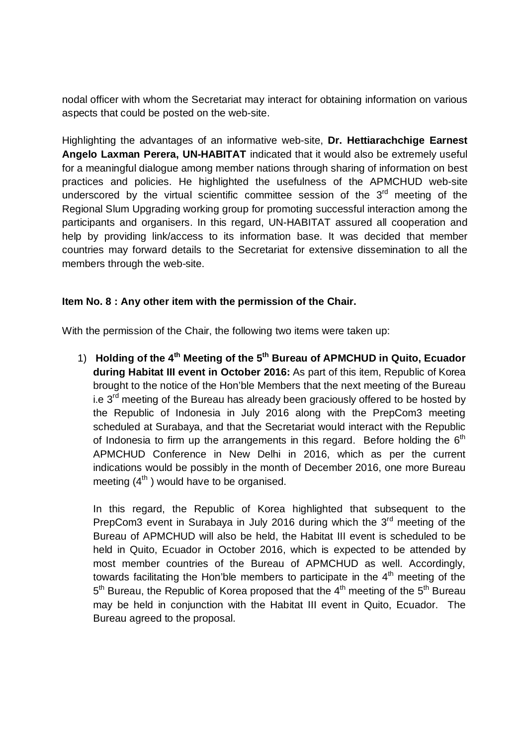nodal officer with whom the Secretariat may interact for obtaining information on various aspects that could be posted on the web-site.

Highlighting the advantages of an informative web-site, **Dr. Hettiarachchige Earnest Angelo Laxman Perera, UN-HABITAT** indicated that it would also be extremely useful for a meaningful dialogue among member nations through sharing of information on best practices and policies. He highlighted the usefulness of the APMCHUD web-site underscored by the virtual scientific committee session of the 3rd meeting of the Regional Slum Upgrading working group for promoting successful interaction among the participants and organisers. In this regard, UN-HABITAT assured all cooperation and help by providing link/access to its information base. It was decided that member countries may forward details to the Secretariat for extensive dissemination to all the members through the web-site.

**Item No. 8 : Any other item with the permission of the Chair.**

With the permission of the Chair, the following two items were taken up:

1) **Holding of the 4th Meeting of the 5th Bureau of APMCHUD in Quito, Ecuador during Habitat III event in October 2016:** As part of this item, Republic of Korea brought to the notice of the Hon'ble Members that the next meeting of the Bureau i.e 3rd meeting of the Bureau has already been graciously offered to be hosted by the Republic of Indonesia in July 2016 along with the PrepCom3 meeting scheduled at Surabaya, and that the Secretariat would interact with the Republic of Indonesia to firm up the arrangements in this regard. Before holding the 6th APMCHUD Conference in New Delhi in 2016, which as per the current indications would be possibly in the month of December 2016, one more Bureau meeting (4th ) would have to be organised.

   In this regard, the Republic of Korea highlighted that subsequent to the PrepCom3 event in Surabaya in July 2016 during which the 3rd meeting of the Bureau of APMCHUD will also be held, the Habitat III event is scheduled to be held in Quito, Ecuador in October 2016, which is expected to be attended by most member countries of the Bureau of APMCHUD as well. Accordingly, towards facilitating the Hon'ble members to participate in the 4th meeting of the 5th Bureau, the Republic of Korea proposed that the 4th meeting of the 5th Bureau may be held in conjunction with the Habitat III event in Quito, Ecuador. The Bureau agreed to the proposal.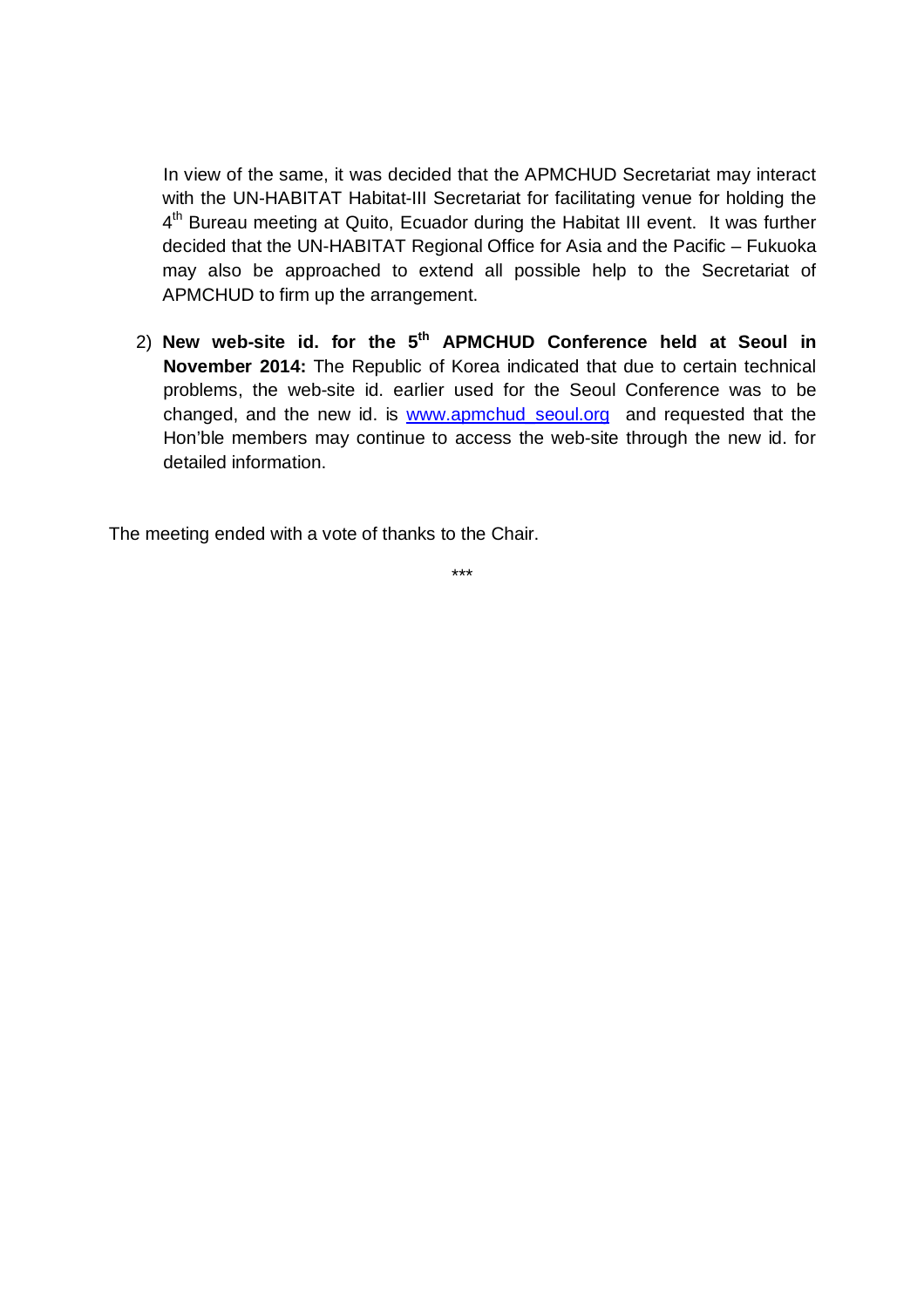In view of the same, it was decided that the APMCHUD Secretariat may interact with the UN-HABITAT Habitat-III Secretariat for facilitating venue for holding the 4th Bureau meeting at Quito, Ecuador during the Habitat III event. It was further decided that the UN-HABITAT Regional Office for Asia and the Pacific – Fukuoka may also be approached to extend all possible help to the Secretariat of APMCHUD to firm up the arrangement.

2) **New web-site id. for the 5th APMCHUD Conference held at Seoul in November 2014:** The Republic of Korea indicated that due to certain technical problems, the web-site id. earlier used for the Seoul Conference was to be changed, and the new id. is www.apmchud_seoul.org and requested that the Hon'ble members may continue to access the web-site through the new id. for detailed information.

The meeting ended with a vote of thanks to the Chair.

***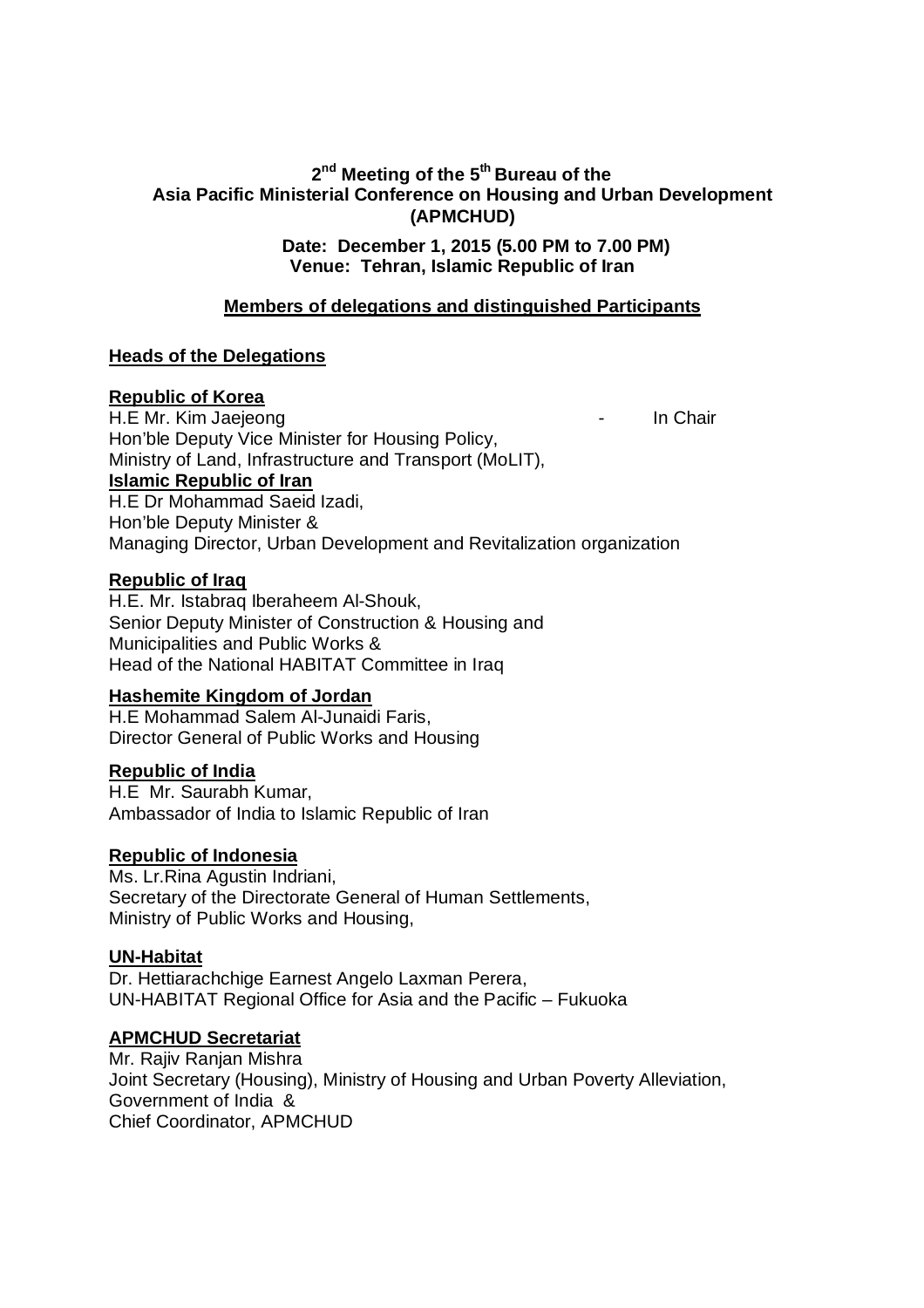**2[nd] Meeting of the 5[th] Bureau of the**
**Asia Pacific Ministerial Conference on Housing and Urban Development (APMCHUD)**

**Date: December 1, 2015 (5.00 PM to 7.00 PM)**
**Venue: Tehran, Islamic Republic of Iran**

**Members of delegations and distinguished Participants**

**Heads of the Delegations**

**Republic of Korea**
H.E Mr. Kim Jaejeong - In Chair
Hon'ble Deputy Vice Minister for Housing Policy,
Ministry of Land, Infrastructure and Transport (MoLIT),

**Islamic Republic of Iran**
H.E Dr Mohammad Saeid Izadi,
Hon'ble Deputy Minister &
Managing Director, Urban Development and Revitalization organization

**Republic of Iraq**
H.E. Mr. Istabraq Iberaheem Al-Shouk,
Senior Deputy Minister of Construction & Housing and
Municipalities and Public Works &
Head of the National HABITAT Committee in Iraq

**Hashemite Kingdom of Jordan**
H.E Mohammad Salem Al-Junaidi Faris,
Director General of Public Works and Housing

**Republic of India**
H.E Mr. Saurabh Kumar,
Ambassador of India to Islamic Republic of Iran

**Republic of Indonesia**
Ms. Lr.Rina Agustin Indriani,
Secretary of the Directorate General of Human Settlements,
Ministry of Public Works and Housing,

**UN-Habitat**
Dr. Hettiarachchige Earnest Angelo Laxman Perera,
UN-HABITAT Regional Office for Asia and the Pacific – Fukuoka

**APMCHUD Secretariat**
Mr. Rajiv Ranjan Mishra
Joint Secretary (Housing), Ministry of Housing and Urban Poverty Alleviation,
Government of India &
Chief Coordinator, APMCHUD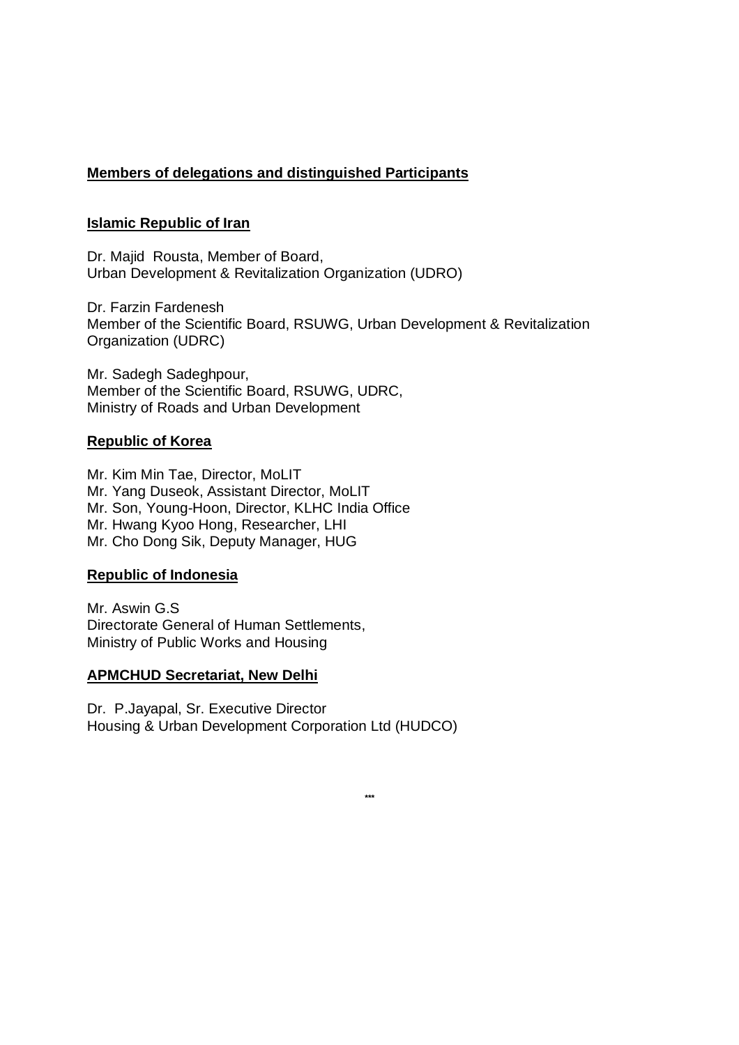**Members of delegations and distinguished Participants**

**Islamic Republic of Iran**

Dr. Majid Rousta, Member of Board,
Urban Development & Revitalization Organization (UDRO)

Dr. Farzin Fardenesh
Member of the Scientific Board, RSUWG, Urban Development & Revitalization Organization (UDRC)

Mr. Sadegh Sadeghpour,
Member of the Scientific Board, RSUWG, UDRC,
Ministry of Roads and Urban Development

**Republic of Korea**

Mr. Kim Min Tae, Director, MoLIT
Mr. Yang Duseok, Assistant Director, MoLIT
Mr. Son, Young-Hoon, Director, KLHC India Office
Mr. Hwang Kyoo Hong, Researcher, LHI
Mr. Cho Dong Sik, Deputy Manager, HUG

**Republic of Indonesia**

Mr. Aswin G.S
Directorate General of Human Settlements,
Ministry of Public Works and Housing

**APMCHUD Secretariat, New Delhi**

Dr. P.Jayapal, Sr. Executive Director
Housing & Urban Development Corporation Ltd (HUDCO)

***